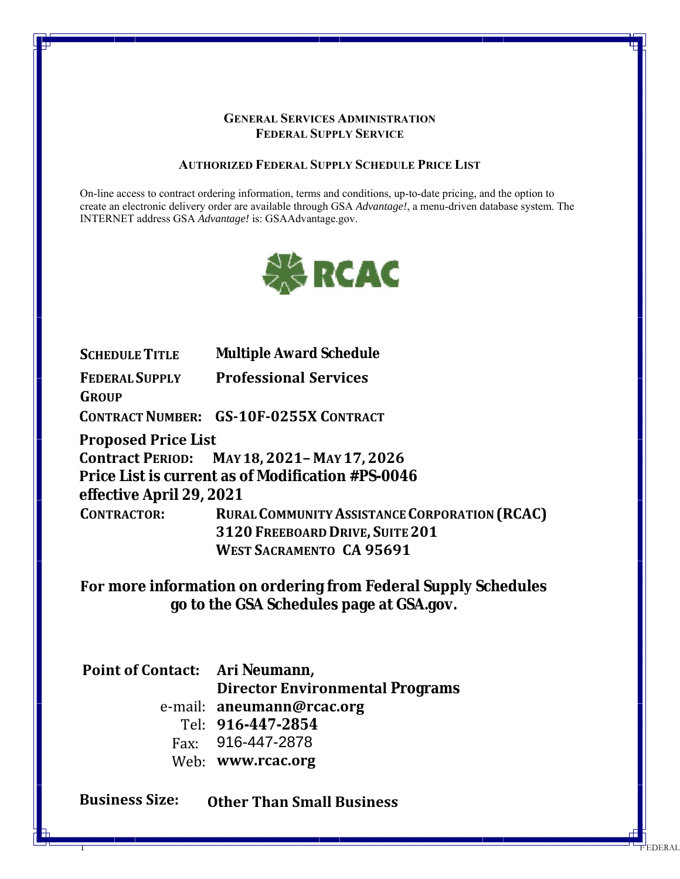**GENERAL SERVICES ADMINISTRATION**
**FEDERAL SUPPLY SERVICE**

**AUTHORIZED FEDERAL SUPPLY SCHEDULE PRICE LIST**

On-line access to contract ordering information, terms and conditions, up-to-date pricing, and the option to create an electronic delivery order are available through GSA *Advantage!*, a menu-driven database system. The INTERNET address GSA *Advantage!* is: GSAAdvantage.gov.

RCAC

**SCHEDULE TITLE** **Multiple Award Schedule**

**FEDERAL SUPPLY GROUP** **Professional Services**

**CONTRACT NUMBER: GS-10F-0255X CONTRACT**

**Proposed Price List**

**Contract PERIOD: MAY 18, 2021– MAY 17, 2026**

**Price List is current as of Modification #PS-0046 effective April 29, 2021**

**CONTRACTOR:** **RURAL COMMUNITY ASSISTANCE CORPORATION (RCAC)**
**3120 FREEBOARD DRIVE, SUITE 201**
**WEST SACRAMENTO CA 95691**

**For more information on ordering from Federal Supply Schedules go to the GSA Schedules page at GSA.gov.**

**Point of Contact:** **Ari Neumann, Director Environmental Programs**
e-mail: **aneumann@rcac.org**
Tel: **916-447-2854**
Fax: 916-447-2878
Web: **www.rcac.org**

**Business Size:** **Other Than Small Business**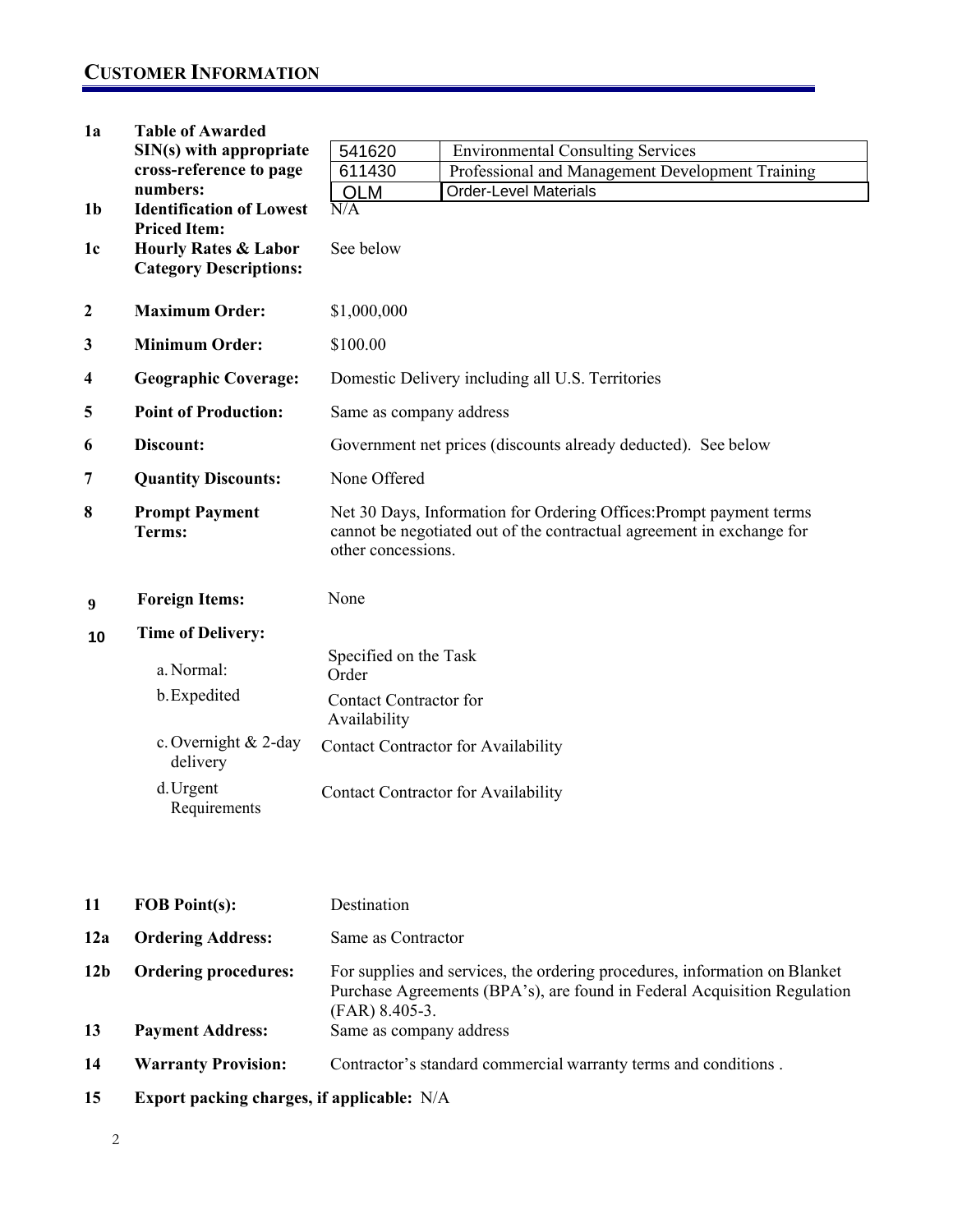## CUSTOMER INFORMATION

**1a Table of Awarded SIN(s) with appropriate cross-reference to page numbers:**

| SIN | Description |
|---|---|
| 541620 | Environmental Consulting Services |
| 611430 | Professional and Management Development Training |
| OLM | Order-Level Materials |

**1b Identification of Lowest Priced Item:** N/A

**1c Hourly Rates & Labor Category Descriptions:** See below

**2 Maximum Order:** $1,000,000

**3 Minimum Order:** $100.00

**4 Geographic Coverage:** Domestic Delivery including all U.S. Territories

**5 Point of Production:** Same as company address

**6 Discount:** Government net prices (discounts already deducted). See below

**7 Quantity Discounts:** None Offered

**8 Prompt Payment Terms:** Net 30 Days, Information for Ordering Offices:Prompt payment terms cannot be negotiated out of the contractual agreement in exchange for other concessions.

**9 Foreign Items:** None

**10 Time of Delivery:**

- a. Normal: Specified on the Task Order
- b. Expedited: Contact Contractor for Availability
- c. Overnight & 2-day delivery: Contact Contractor for Availability
- d. Urgent Requirements: Contact Contractor for Availability

**11 FOB Point(s):** Destination

**12a Ordering Address:** Same as Contractor

**12b Ordering procedures:** For supplies and services, the ordering procedures, information on Blanket Purchase Agreements (BPA's), are found in Federal Acquisition Regulation (FAR) 8.405-3.

**13 Payment Address:** Same as company address

**14 Warranty Provision:** Contractor's standard commercial warranty terms and conditions .

**15 Export packing charges, if applicable:** N/A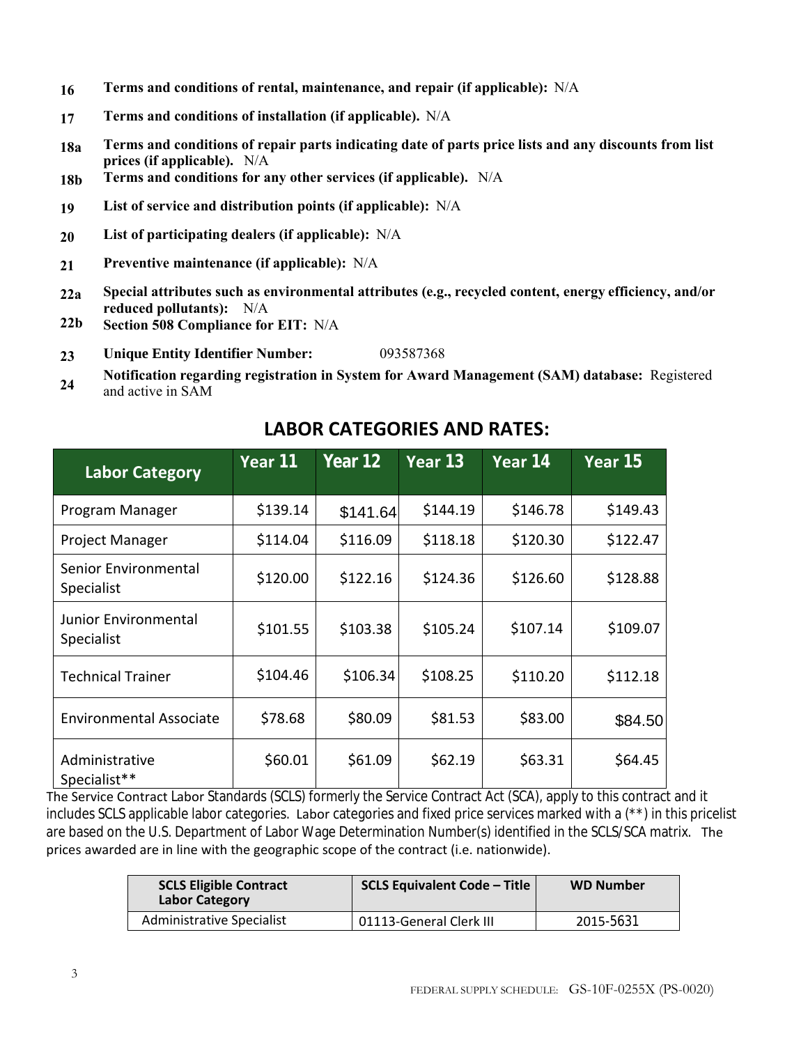**16** **Terms and conditions of rental, maintenance, and repair (if applicable):** N/A

**17** **Terms and conditions of installation (if applicable).** N/A

**18a** **Terms and conditions of repair parts indicating date of parts price lists and any discounts from list prices (if applicable).** N/A

**18b** **Terms and conditions for any other services (if applicable).** N/A

**19** **List of service and distribution points (if applicable):** N/A

**20** **List of participating dealers (if applicable):** N/A

**21** **Preventive maintenance (if applicable):** N/A

**22a** **Special attributes such as environmental attributes (e.g., recycled content, energy efficiency, and/or reduced pollutants):** N/A

**22b** **Section 508 Compliance for EIT:** N/A

**23** **Unique Entity Identifier Number:** 093587368

**24** **Notification regarding registration in System for Award Management (SAM) database:** Registered and active in SAM

## LABOR CATEGORIES AND RATES:

| Labor Category | Year 11 | Year 12 | Year 13 | Year 14 | Year 15 |
|---|---|---|---|---|---|
| Program Manager | $139.14 | $141.64 | $144.19 | $146.78 | $149.43 |
| Project Manager | $114.04 | $116.09 | $118.18 | $120.30 | $122.47 |
| Senior Environmental Specialist | $120.00 | $122.16 | $124.36 | $126.60 | $128.88 |
| Junior Environmental Specialist | $101.55 | $103.38 | $105.24 | $107.14 | $109.07 |
| Technical Trainer | $104.46 | $106.34 | $108.25 | $110.20 | $112.18 |
| Environmental Associate | $78.68 | $80.09 | $81.53 | $83.00 | $84.50 |
| Administrative Specialist** | $60.01 | $61.09 | $62.19 | $63.31 | $64.45 |

The Service Contract Labor Standards (SCLS) formerly the Service Contract Act (SCA), apply to this contract and it includes SCLS applicable labor categories. Labor categories and fixed price services marked with a (**) in this pricelist are based on the U.S. Department of Labor Wage Determination Number(s) identified in the SCLS/SCA matrix. The prices awarded are in line with the geographic scope of the contract (i.e. nationwide).

| SCLS Eligible Contract Labor Category | SCLS Equivalent Code – Title | WD Number |
|---|---|---|
| Administrative Specialist | 01113-General Clerk III | 2015-5631 |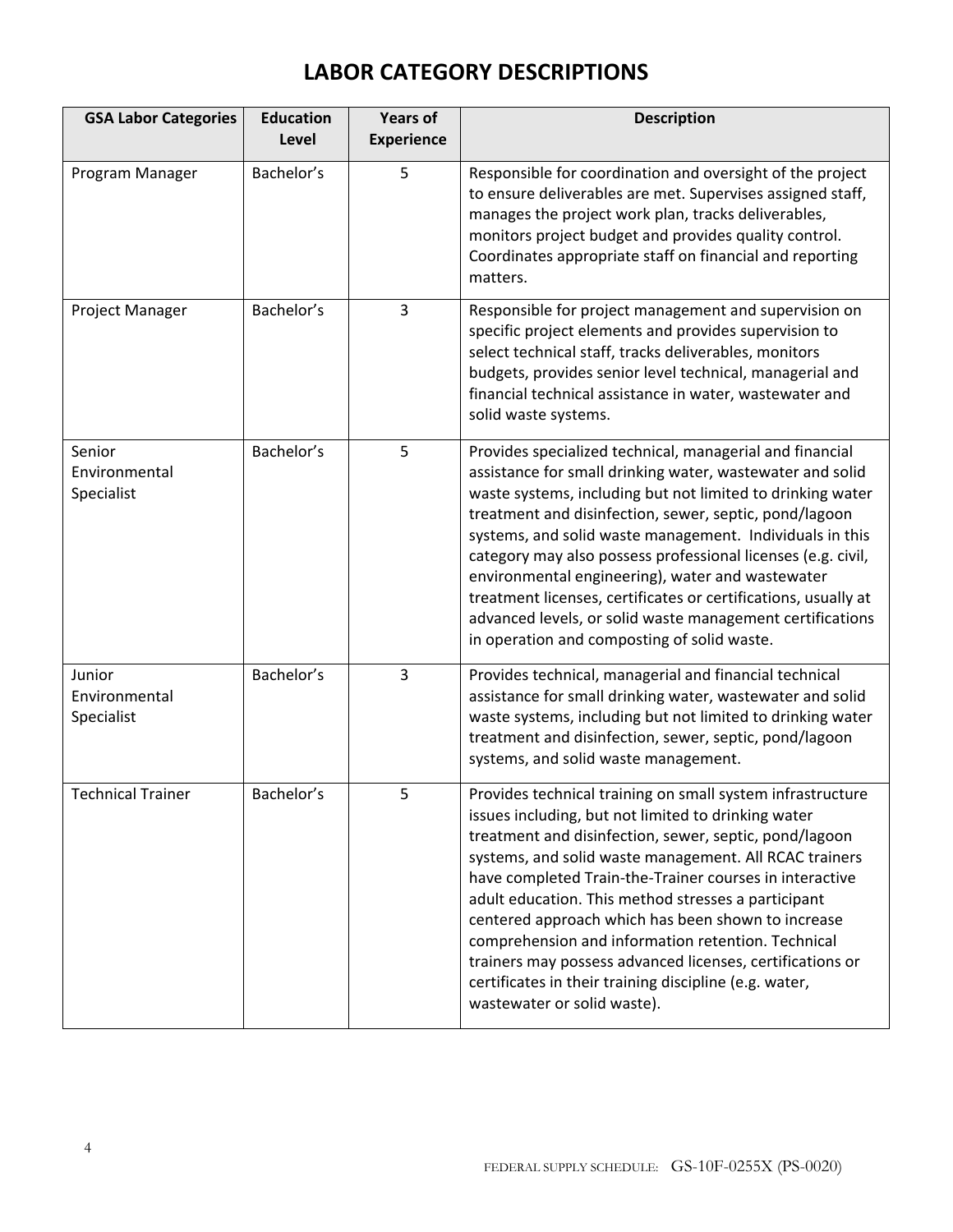# LABOR CATEGORY DESCRIPTIONS

| GSA Labor Categories | Education Level | Years of Experience | Description |
|---|---|---|---|
| Program Manager | Bachelor's | 5 | Responsible for coordination and oversight of the project to ensure deliverables are met. Supervises assigned staff, manages the project work plan, tracks deliverables, monitors project budget and provides quality control. Coordinates appropriate staff on financial and reporting matters. |
| Project Manager | Bachelor's | 3 | Responsible for project management and supervision on specific project elements and provides supervision to select technical staff, tracks deliverables, monitors budgets, provides senior level technical, managerial and financial technical assistance in water, wastewater and solid waste systems. |
| Senior Environmental Specialist | Bachelor's | 5 | Provides specialized technical, managerial and financial assistance for small drinking water, wastewater and solid waste systems, including but not limited to drinking water treatment and disinfection, sewer, septic, pond/lagoon systems, and solid waste management. Individuals in this category may also possess professional licenses (e.g. civil, environmental engineering), water and wastewater treatment licenses, certificates or certifications, usually at advanced levels, or solid waste management certifications in operation and composting of solid waste. |
| Junior Environmental Specialist | Bachelor's | 3 | Provides technical, managerial and financial technical assistance for small drinking water, wastewater and solid waste systems, including but not limited to drinking water treatment and disinfection, sewer, septic, pond/lagoon systems, and solid waste management. |
| Technical Trainer | Bachelor's | 5 | Provides technical training on small system infrastructure issues including, but not limited to drinking water treatment and disinfection, sewer, septic, pond/lagoon systems, and solid waste management. All RCAC trainers have completed Train-the-Trainer courses in interactive adult education. This method stresses a participant centered approach which has been shown to increase comprehension and information retention. Technical trainers may possess advanced licenses, certifications or certificates in their training discipline (e.g. water, wastewater or solid waste). |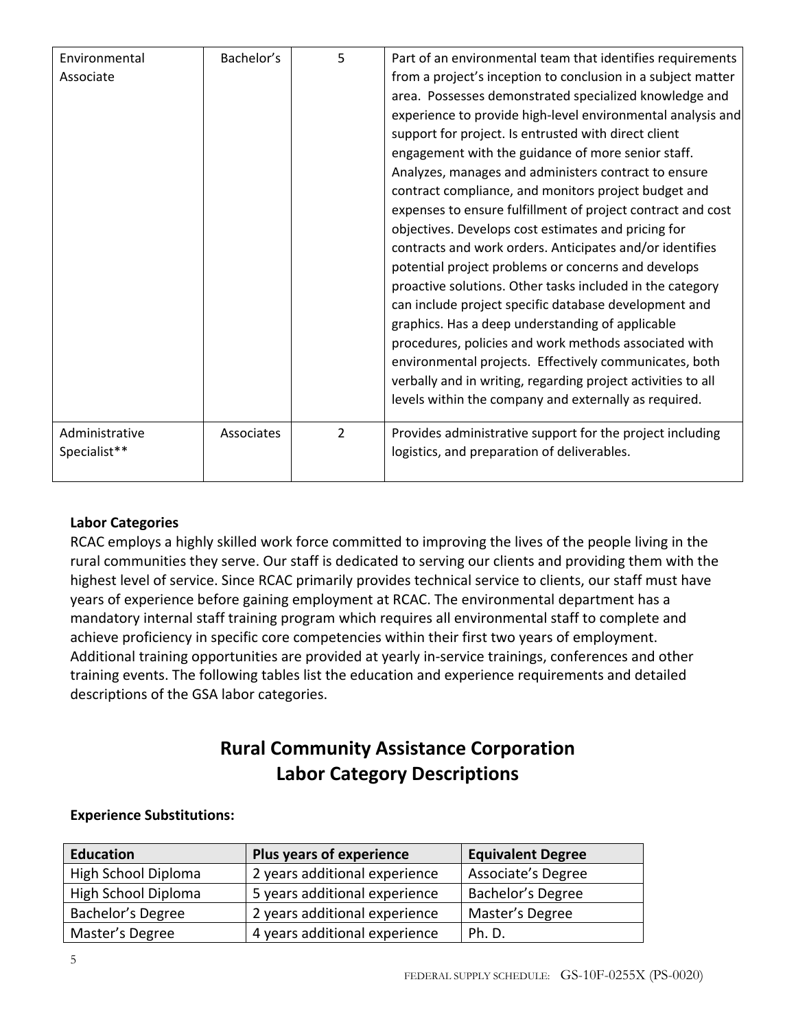| | | | |
|---|---|---|---|
| Environmental Associate | Bachelor's | 5 | Part of an environmental team that identifies requirements from a project's inception to conclusion in a subject matter area. Possesses demonstrated specialized knowledge and experience to provide high-level environmental analysis and support for project. Is entrusted with direct client engagement with the guidance of more senior staff. Analyzes, manages and administers contract to ensure contract compliance, and monitors project budget and expenses to ensure fulfillment of project contract and cost objectives. Develops cost estimates and pricing for contracts and work orders. Anticipates and/or identifies potential project problems or concerns and develops proactive solutions. Other tasks included in the category can include project specific database development and graphics. Has a deep understanding of applicable procedures, policies and work methods associated with environmental projects. Effectively communicates, both verbally and in writing, regarding project activities to all levels within the company and externally as required. |
| Administrative Specialist** | Associates | 2 | Provides administrative support for the project including logistics, and preparation of deliverables. |

**Labor Categories**

RCAC employs a highly skilled work force committed to improving the lives of the people living in the rural communities they serve. Our staff is dedicated to serving our clients and providing them with the highest level of service. Since RCAC primarily provides technical service to clients, our staff must have years of experience before gaining employment at RCAC. The environmental department has a mandatory internal staff training program which requires all environmental staff to complete and achieve proficiency in specific core competencies within their first two years of employment. Additional training opportunities are provided at yearly in-service trainings, conferences and other training events. The following tables list the education and experience requirements and detailed descriptions of the GSA labor categories.

## Rural Community Assistance Corporation
## Labor Category Descriptions

**Experience Substitutions:**

| Education | Plus years of experience | Equivalent Degree |
|---|---|---|
| High School Diploma | 2 years additional experience | Associate's Degree |
| High School Diploma | 5 years additional experience | Bachelor's Degree |
| Bachelor's Degree | 2 years additional experience | Master's Degree |
| Master's Degree | 4 years additional experience | Ph. D. |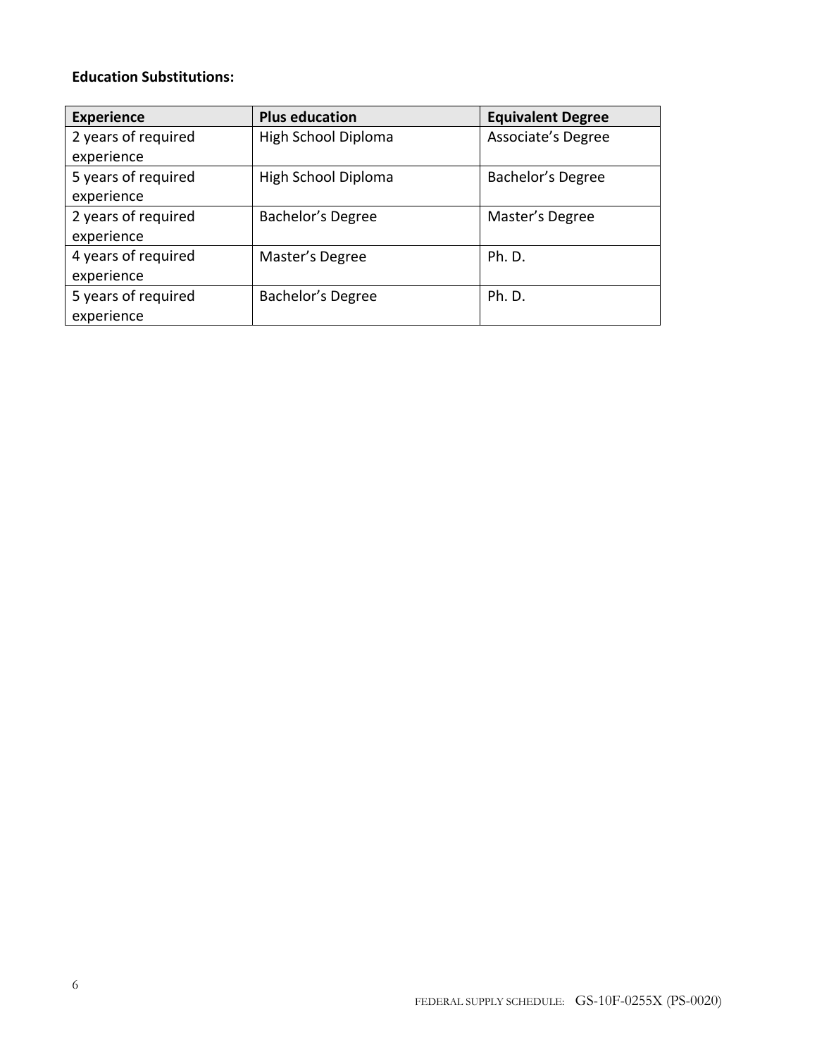**Education Substitutions:**

| Experience | Plus education | Equivalent Degree |
| --- | --- | --- |
| 2 years of required experience | High School Diploma | Associate's Degree |
| 5 years of required experience | High School Diploma | Bachelor's Degree |
| 2 years of required experience | Bachelor's Degree | Master's Degree |
| 4 years of required experience | Master's Degree | Ph. D. |
| 5 years of required experience | Bachelor's Degree | Ph. D. |